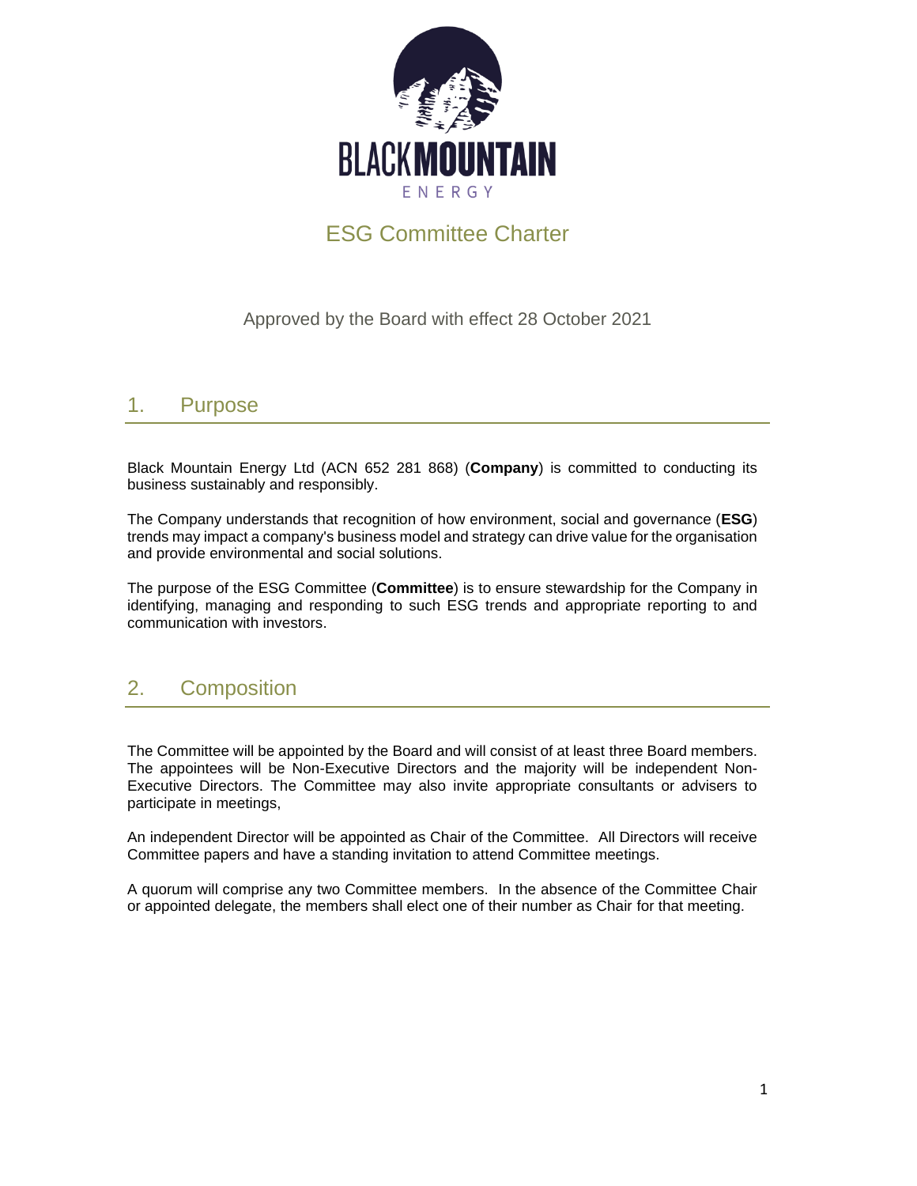BLACK MOUNTAIN
ENERGY

# ESG Committee Charter

Approved by the Board with effect 28 October 2021

## 1. Purpose

Black Mountain Energy Ltd (ACN 652 281 868) (**Company**) is committed to conducting its business sustainably and responsibly.

The Company understands that recognition of how environment, social and governance (**ESG**) trends may impact a company's business model and strategy can drive value for the organisation and provide environmental and social solutions.

The purpose of the ESG Committee (**Committee**) is to ensure stewardship for the Company in identifying, managing and responding to such ESG trends and appropriate reporting to and communication with investors.

## 2. Composition

The Committee will be appointed by the Board and will consist of at least three Board members. The appointees will be Non-Executive Directors and the majority will be independent Non-Executive Directors. The Committee may also invite appropriate consultants or advisers to participate in meetings,

An independent Director will be appointed as Chair of the Committee. All Directors will receive Committee papers and have a standing invitation to attend Committee meetings.

A quorum will comprise any two Committee members. In the absence of the Committee Chair or appointed delegate, the members shall elect one of their number as Chair for that meeting.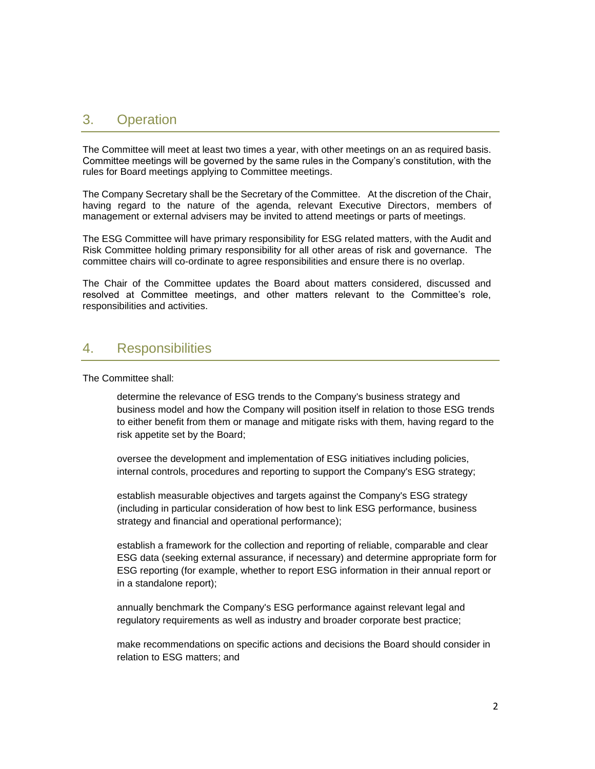## 3. Operation

The Committee will meet at least two times a year, with other meetings on an as required basis. Committee meetings will be governed by the same rules in the Company's constitution, with the rules for Board meetings applying to Committee meetings.

The Company Secretary shall be the Secretary of the Committee. At the discretion of the Chair, having regard to the nature of the agenda, relevant Executive Directors, members of management or external advisers may be invited to attend meetings or parts of meetings.

The ESG Committee will have primary responsibility for ESG related matters, with the Audit and Risk Committee holding primary responsibility for all other areas of risk and governance. The committee chairs will co-ordinate to agree responsibilities and ensure there is no overlap.

The Chair of the Committee updates the Board about matters considered, discussed and resolved at Committee meetings, and other matters relevant to the Committee's role, responsibilities and activities.

## 4. Responsibilities

The Committee shall:

- determine the relevance of ESG trends to the Company's business strategy and business model and how the Company will position itself in relation to those ESG trends to either benefit from them or manage and mitigate risks with them, having regard to the risk appetite set by the Board;

- oversee the development and implementation of ESG initiatives including policies, internal controls, procedures and reporting to support the Company's ESG strategy;

- establish measurable objectives and targets against the Company's ESG strategy (including in particular consideration of how best to link ESG performance, business strategy and financial and operational performance);

- establish a framework for the collection and reporting of reliable, comparable and clear ESG data (seeking external assurance, if necessary) and determine appropriate form for ESG reporting (for example, whether to report ESG information in their annual report or in a standalone report);

- annually benchmark the Company's ESG performance against relevant legal and regulatory requirements as well as industry and broader corporate best practice;

- make recommendations on specific actions and decisions the Board should consider in relation to ESG matters; and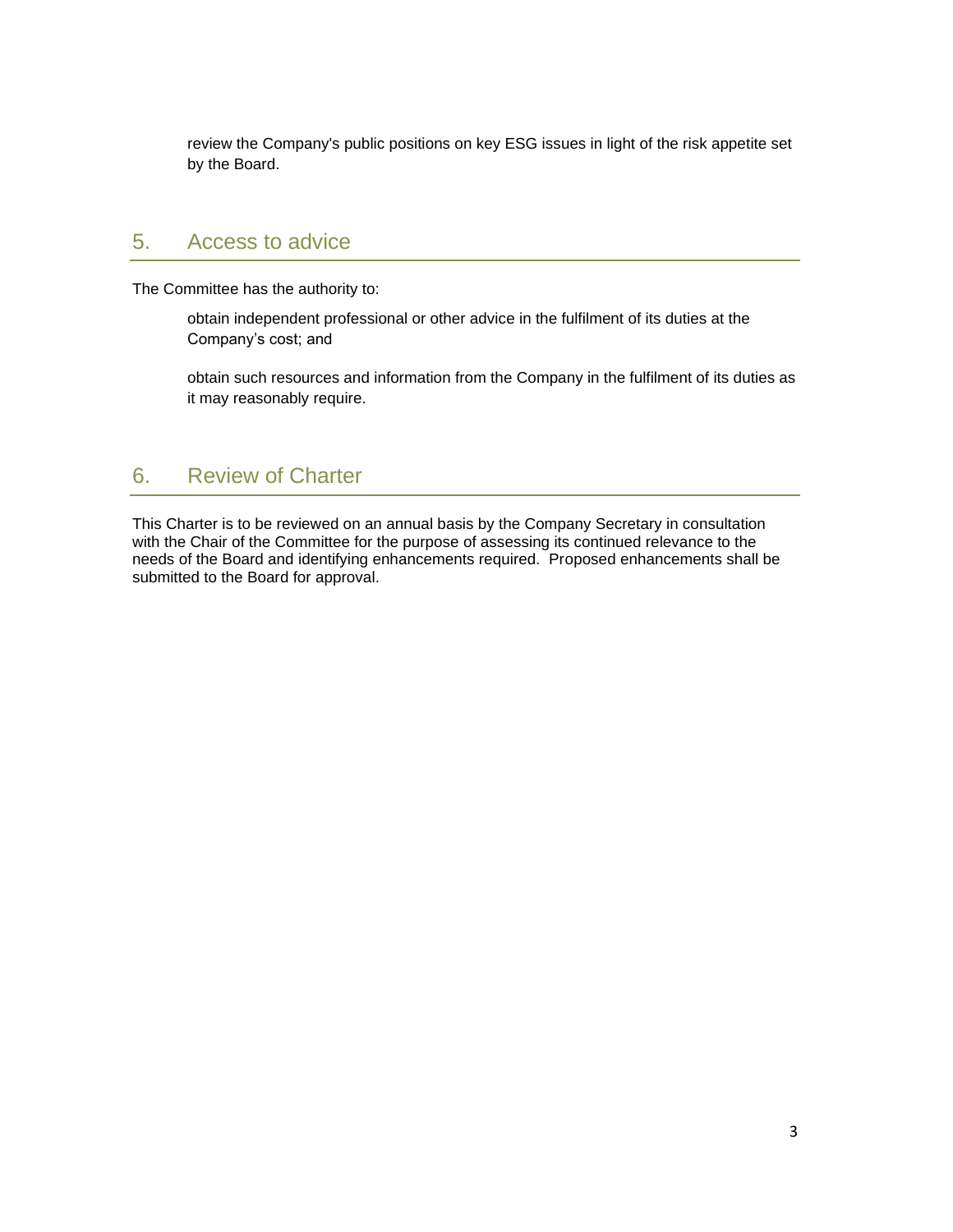review the Company's public positions on key ESG issues in light of the risk appetite set by the Board.

## 5. Access to advice

The Committee has the authority to:

obtain independent professional or other advice in the fulfilment of its duties at the Company's cost; and

obtain such resources and information from the Company in the fulfilment of its duties as it may reasonably require.

## 6. Review of Charter

This Charter is to be reviewed on an annual basis by the Company Secretary in consultation with the Chair of the Committee for the purpose of assessing its continued relevance to the needs of the Board and identifying enhancements required. Proposed enhancements shall be submitted to the Board for approval.